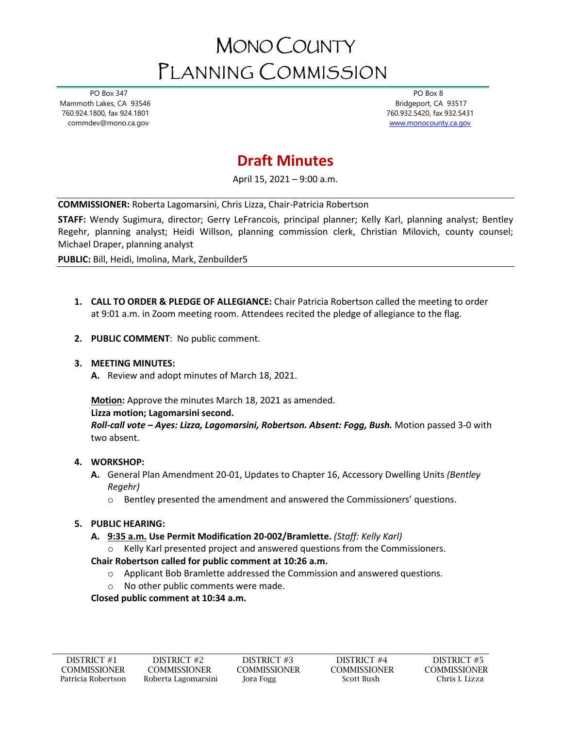# MONO COUNTY PLANNING COMMISSION

PO Box 347
Mammoth Lakes, CA 93546
760.924.1800, fax 924.1801
commdev@mono.ca.gov

PO Box 8
Bridgeport, CA 93517
760.932.5420, fax 932.5431
www.monocounty.ca.gov

## Draft Minutes

April 15, 2021 – 9:00 a.m.

**COMMISSIONER:** Roberta Lagomarsini, Chris Lizza, Chair-Patricia Robertson

**STAFF:** Wendy Sugimura, director; Gerry LeFrancois, principal planner; Kelly Karl, planning analyst; Bentley Regehr, planning analyst; Heidi Willson, planning commission clerk, Christian Milovich, county counsel; Michael Draper, planning analyst

**PUBLIC:** Bill, Heidi, Imolina, Mark, Zenbuilder5

1. **CALL TO ORDER & PLEDGE OF ALLEGIANCE:** Chair Patricia Robertson called the meeting to order at 9:01 a.m. in Zoom meeting room. Attendees recited the pledge of allegiance to the flag.

2. **PUBLIC COMMENT**: No public comment.

3. **MEETING MINUTES:**
   **A.** Review and adopt minutes of March 18, 2021.

   **Motion:** Approve the minutes March 18, 2021 as amended.
   **Lizza motion; Lagomarsini second.**
   ***Roll-call vote – Ayes: Lizza, Lagomarsini, Robertson. Absent: Fogg, Bush.*** Motion passed 3-0 with two absent.

4. **WORKSHOP:**
   **A.** General Plan Amendment 20-01, Updates to Chapter 16, Accessory Dwelling Units *(Bentley Regehr)*
   - Bentley presented the amendment and answered the Commissioners' questions.

5. **PUBLIC HEARING:**
   **A.** **9:35 a.m. Use Permit Modification 20-002/Bramlette.** *(Staff: Kelly Karl)*
   - Kelly Karl presented project and answered questions from the Commissioners.

   **Chair Robertson called for public comment at 10:26 a.m.**
   - Applicant Bob Bramlette addressed the Commission and answered questions.
   - No other public comments were made.

   **Closed public comment at 10:34 a.m.**

| DISTRICT #1 COMMISSIONER | DISTRICT #2 COMMISSIONER | DISTRICT #3 COMMISSIONER | DISTRICT #4 COMMISSIONER | DISTRICT #5 COMMISSIONER |
|---|---|---|---|---|
| Patricia Robertson | Roberta Lagomarsini | Jora Fogg | Scott Bush | Chris I. Lizza |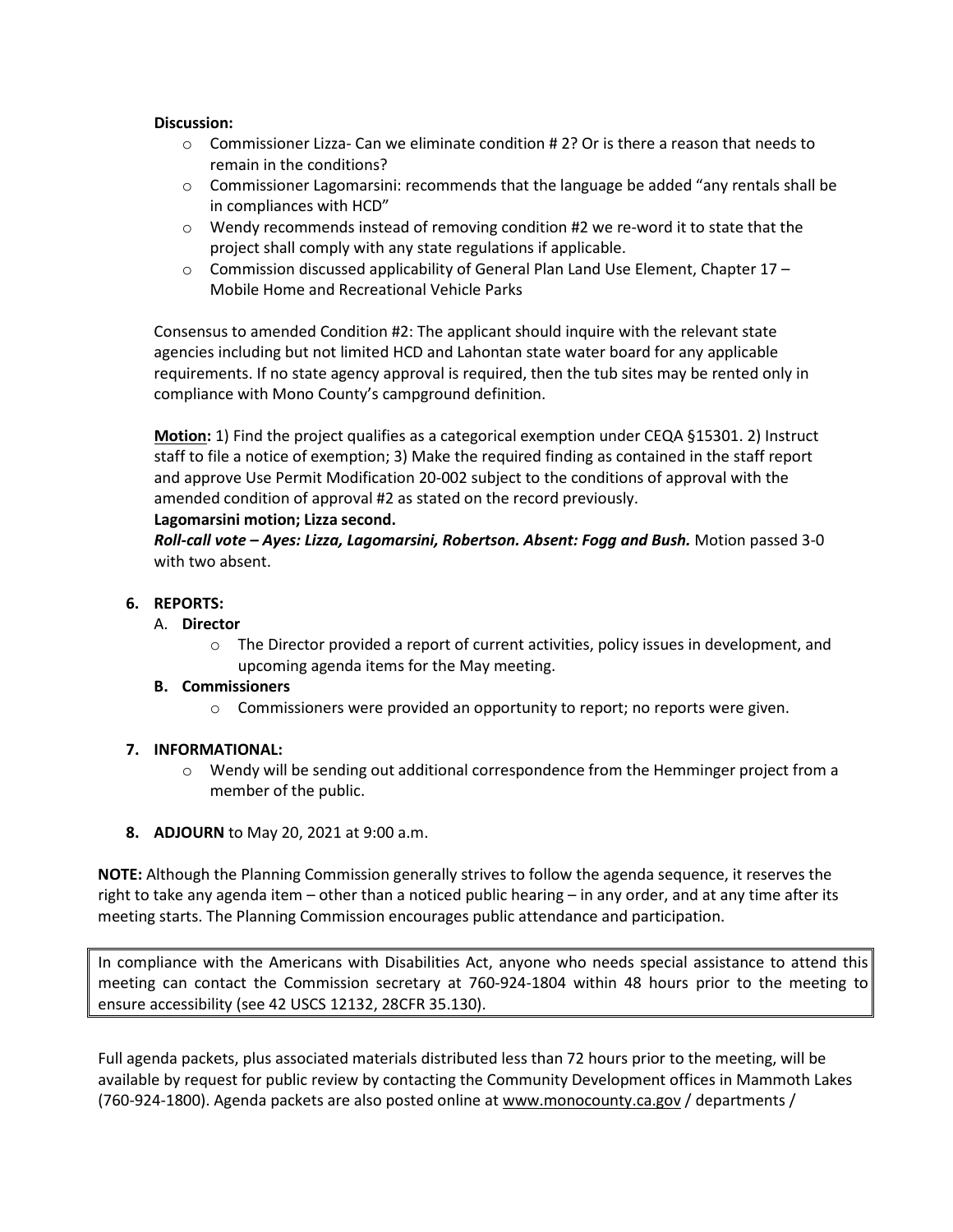**Discussion:**

- Commissioner Lizza- Can we eliminate condition # 2? Or is there a reason that needs to remain in the conditions?
- Commissioner Lagomarsini: recommends that the language be added "any rentals shall be in compliances with HCD"
- Wendy recommends instead of removing condition #2 we re-word it to state that the project shall comply with any state regulations if applicable.
- Commission discussed applicability of General Plan Land Use Element, Chapter 17 – Mobile Home and Recreational Vehicle Parks

Consensus to amended Condition #2: The applicant should inquire with the relevant state agencies including but not limited HCD and Lahontan state water board for any applicable requirements. If no state agency approval is required, then the tub sites may be rented only in compliance with Mono County's campground definition.

**Motion:** 1) Find the project qualifies as a categorical exemption under CEQA §15301. 2) Instruct staff to file a notice of exemption; 3) Make the required finding as contained in the staff report and approve Use Permit Modification 20-002 subject to the conditions of approval with the amended condition of approval #2 as stated on the record previously.

**Lagomarsini motion; Lizza second.**

***Roll-call vote – Ayes: Lizza, Lagomarsini, Robertson. Absent: Fogg and Bush.*** Motion passed 3-0 with two absent.

**6. REPORTS:**

A. **Director**
   - The Director provided a report of current activities, policy issues in development, and upcoming agenda items for the May meeting.

**B. Commissioners**
   - Commissioners were provided an opportunity to report; no reports were given.

**7. INFORMATIONAL:**

- Wendy will be sending out additional correspondence from the Hemminger project from a member of the public.

**8. ADJOURN** to May 20, 2021 at 9:00 a.m.

**NOTE:** Although the Planning Commission generally strives to follow the agenda sequence, it reserves the right to take any agenda item – other than a noticed public hearing – in any order, and at any time after its meeting starts. The Planning Commission encourages public attendance and participation.

In compliance with the Americans with Disabilities Act, anyone who needs special assistance to attend this meeting can contact the Commission secretary at 760-924-1804 within 48 hours prior to the meeting to ensure accessibility (see 42 USCS 12132, 28CFR 35.130).

Full agenda packets, plus associated materials distributed less than 72 hours prior to the meeting, will be available by request for public review by contacting the Community Development offices in Mammoth Lakes (760-924-1800). Agenda packets are also posted online at www.monocounty.ca.gov / departments /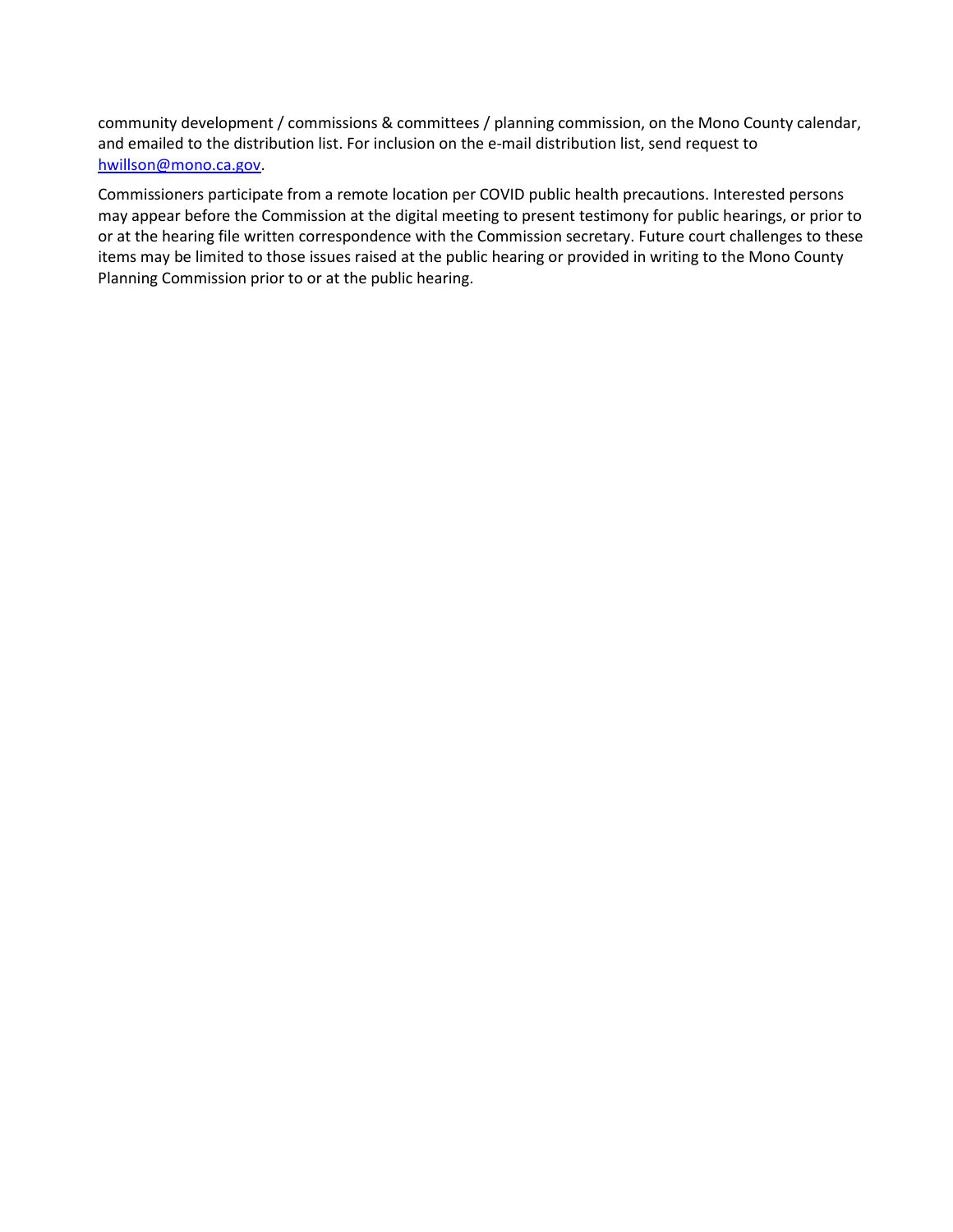community development / commissions & committees / planning commission, on the Mono County calendar, and emailed to the distribution list. For inclusion on the e-mail distribution list, send request to hwillson@mono.ca.gov.

Commissioners participate from a remote location per COVID public health precautions. Interested persons may appear before the Commission at the digital meeting to present testimony for public hearings, or prior to or at the hearing file written correspondence with the Commission secretary. Future court challenges to these items may be limited to those issues raised at the public hearing or provided in writing to the Mono County Planning Commission prior to or at the public hearing.